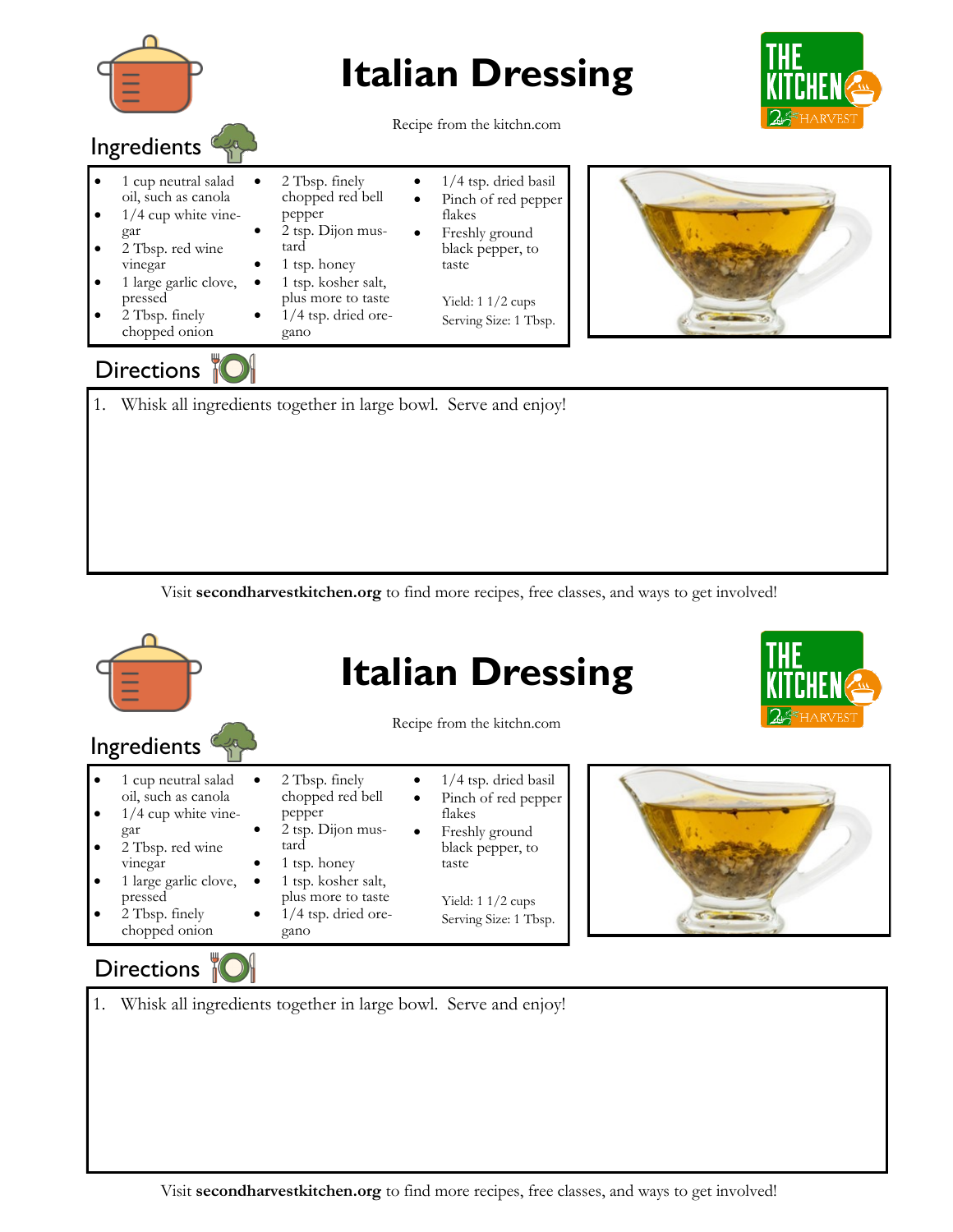# Italian Dressing

Recipe from the kitchn.com

## Ingredients

- 1 cup neutral salad oil, such as canola
- 1/4 cup white vinegar
- 2 Tbsp. red wine vinegar
- 1 large garlic clove, pressed
- 2 Tbsp. finely chopped onion
- 2 Tbsp. finely chopped red bell pepper
- 2 tsp. Dijon mustard
- 1 tsp. honey
- 1 tsp. kosher salt, plus more to taste
- 1/4 tsp. dried oregano
- 1/4 tsp. dried basil
- Pinch of red pepper flakes
- Freshly ground black pepper, to taste

Yield: 1 1/2 cups
Serving Size: 1 Tbsp.

## Directions

1. Whisk all ingredients together in large bowl. Serve and enjoy!

Visit **secondharvestkitchen.org** to find more recipes, free classes, and ways to get involved!

# Italian Dressing

Recipe from the kitchn.com

## Ingredients

- 1 cup neutral salad oil, such as canola
- 1/4 cup white vinegar
- 2 Tbsp. red wine vinegar
- 1 large garlic clove, pressed
- 2 Tbsp. finely chopped onion
- 2 Tbsp. finely chopped red bell pepper
- 2 tsp. Dijon mustard
- 1 tsp. honey
- 1 tsp. kosher salt, plus more to taste
- 1/4 tsp. dried oregano
- 1/4 tsp. dried basil
- Pinch of red pepper flakes
- Freshly ground black pepper, to taste

Yield: 1 1/2 cups
Serving Size: 1 Tbsp.

## Directions

1. Whisk all ingredients together in large bowl. Serve and enjoy!

Visit **secondharvestkitchen.org** to find more recipes, free classes, and ways to get involved!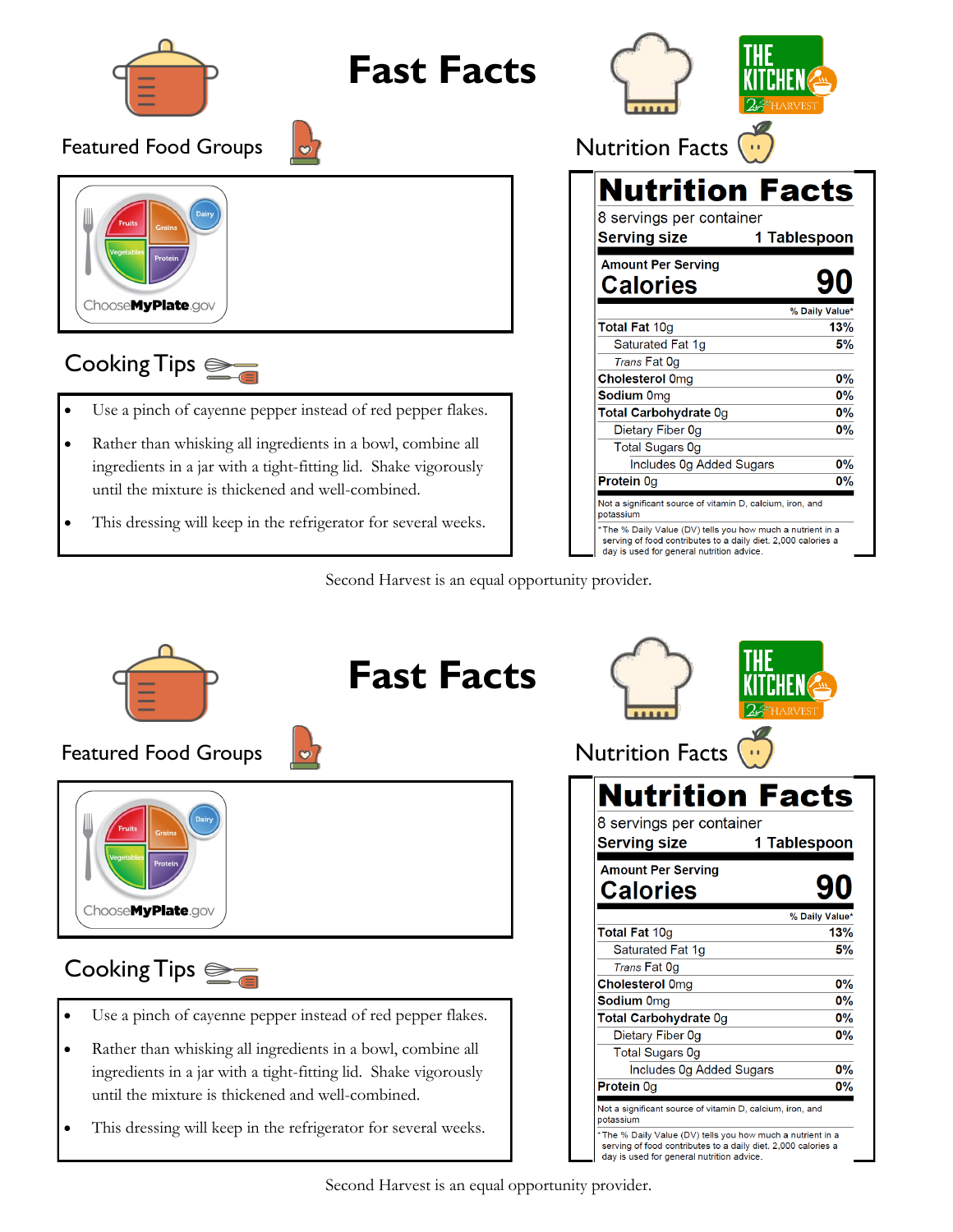# Fast Facts

## Featured Food Groups

Fruits, Grains, Dairy, Vegetables, Protein

ChooseMyPlate.gov

## Cooking Tips

- Use a pinch of cayenne pepper instead of red pepper flakes.
- Rather than whisking all ingredients in a bowl, combine all ingredients in a jar with a tight-fitting lid. Shake vigorously until the mixture is thickened and well-combined.
- This dressing will keep in the refrigerator for several weeks.

THE KITCHEN 2nd HARVEST

## Nutrition Facts

**Nutrition Facts**

8 servings per container

**Serving size 1 Tablespoon**

Amount Per Serving

**Calories 90**

| | % Daily Value* |
|---|---|
| **Total Fat** 10g | 13% |
| Saturated Fat 1g | 5% |
| *Trans* Fat 0g | |
| **Cholesterol** 0mg | 0% |
| **Sodium** 0mg | 0% |
| **Total Carbohydrate** 0g | 0% |
| Dietary Fiber 0g | 0% |
| Total Sugars 0g | |
| Includes 0g Added Sugars | 0% |
| **Protein** 0g | 0% |

Not a significant source of vitamin D, calcium, iron, and potassium

*The % Daily Value (DV) tells you how much a nutrient in a serving of food contributes to a daily diet. 2,000 calories a day is used for general nutrition advice.

Second Harvest is an equal opportunity provider.

# Fast Facts

## Featured Food Groups

Fruits, Grains, Dairy, Vegetables, Protein

ChooseMyPlate.gov

## Cooking Tips

- Use a pinch of cayenne pepper instead of red pepper flakes.
- Rather than whisking all ingredients in a bowl, combine all ingredients in a jar with a tight-fitting lid. Shake vigorously until the mixture is thickened and well-combined.
- This dressing will keep in the refrigerator for several weeks.

THE KITCHEN 2nd HARVEST

## Nutrition Facts

**Nutrition Facts**

8 servings per container

**Serving size 1 Tablespoon**

Amount Per Serving

**Calories 90**

| | % Daily Value* |
|---|---|
| **Total Fat** 10g | 13% |
| Saturated Fat 1g | 5% |
| *Trans* Fat 0g | |
| **Cholesterol** 0mg | 0% |
| **Sodium** 0mg | 0% |
| **Total Carbohydrate** 0g | 0% |
| Dietary Fiber 0g | 0% |
| Total Sugars 0g | |
| Includes 0g Added Sugars | 0% |
| **Protein** 0g | 0% |

Not a significant source of vitamin D, calcium, iron, and potassium

*The % Daily Value (DV) tells you how much a nutrient in a serving of food contributes to a daily diet. 2,000 calories a day is used for general nutrition advice.

Second Harvest is an equal opportunity provider.